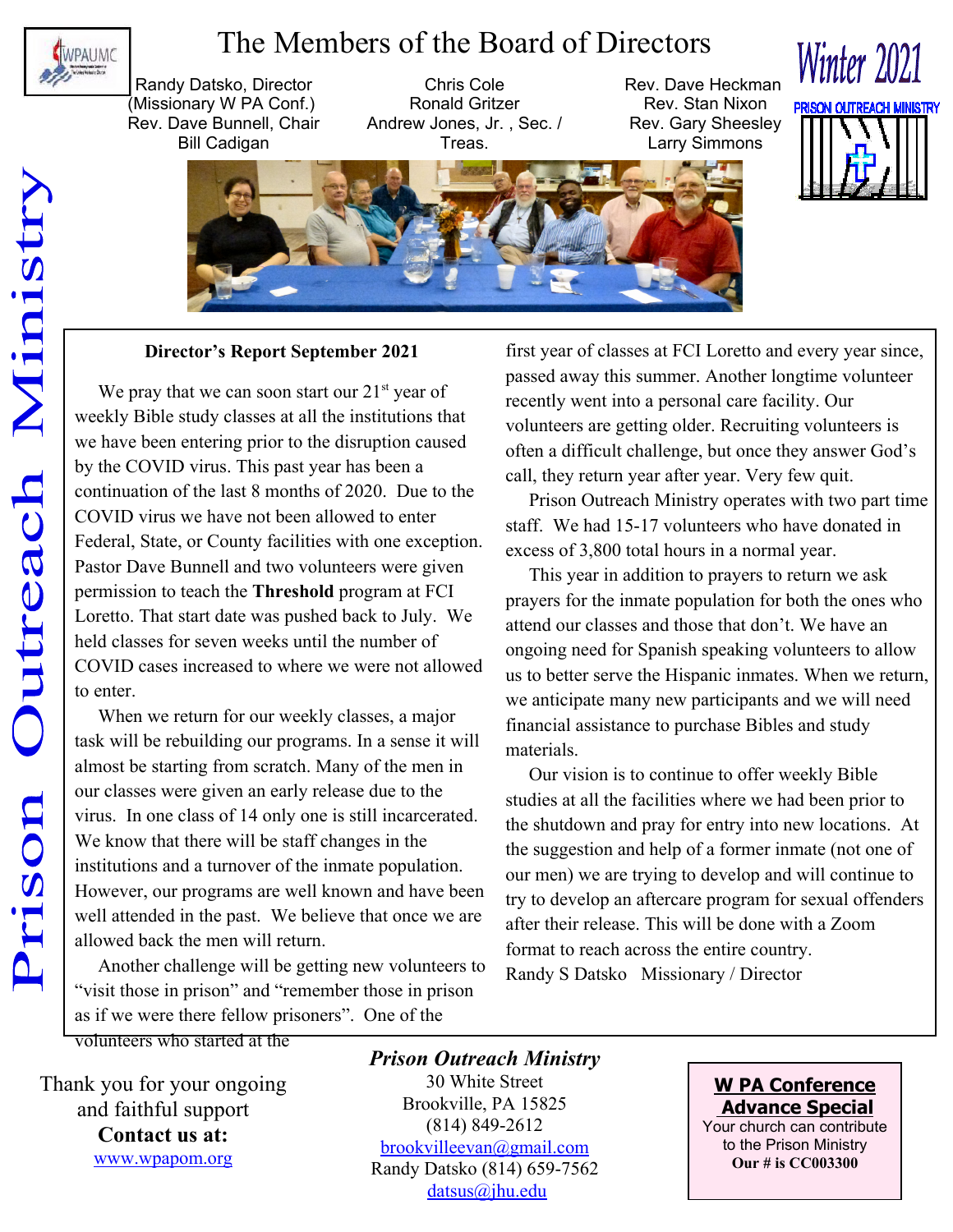# The Members of the Board of Directors

Randy Datsko, Director (Missionary W PA Conf.)
Rev. Dave Bunnell, Chair
Bill Cadigan
Chris Cole
Ronald Gritzer
Andrew Jones, Jr. , Sec. / Treas.
Rev. Dave Heckman
Rev. Stan Nixon
Rev. Gary Sheesley
Larry Simmons

**Winter 2021**

**PRISON OUTREACH MINISTRY**

Prison Outreach Ministry

## Director's Report September 2021

We pray that we can soon start our 21st year of weekly Bible study classes at all the institutions that we have been entering prior to the disruption caused by the COVID virus. This past year has been a continuation of the last 8 months of 2020. Due to the COVID virus we have not been allowed to enter Federal, State, or County facilities with one exception. Pastor Dave Bunnell and two volunteers were given permission to teach the **Threshold** program at FCI Loretto. That start date was pushed back to July. We held classes for seven weeks until the number of COVID cases increased to where we were not allowed to enter.

When we return for our weekly classes, a major task will be rebuilding our programs. In a sense it will almost be starting from scratch. Many of the men in our classes were given an early release due to the virus. In one class of 14 only one is still incarcerated. We know that there will be staff changes in the institutions and a turnover of the inmate population. However, our programs are well known and have been well attended in the past. We believe that once we are allowed back the men will return.

Another challenge will be getting new volunteers to "visit those in prison" and "remember those in prison as if we were there fellow prisoners". One of the volunteers who started at the first year of classes at FCI Loretto and every year since, passed away this summer. Another longtime volunteer recently went into a personal care facility. Our volunteers are getting older. Recruiting volunteers is often a difficult challenge, but once they answer God's call, they return year after year. Very few quit.

Prison Outreach Ministry operates with two part time staff. We had 15-17 volunteers who have donated in excess of 3,800 total hours in a normal year.

This year in addition to prayers to return we ask prayers for the inmate population for both the ones who attend our classes and those that don't. We have an ongoing need for Spanish speaking volunteers to allow us to better serve the Hispanic inmates. When we return, we anticipate many new participants and we will need financial assistance to purchase Bibles and study materials.

Our vision is to continue to offer weekly Bible studies at all the facilities where we had been prior to the shutdown and pray for entry into new locations. At the suggestion and help of a former inmate (not one of our men) we are trying to develop and will continue to try to develop an aftercare program for sexual offenders after their release. This will be done with a Zoom format to reach across the entire country.

Randy S Datsko Missionary / Director

---

Thank you for your ongoing and faithful support

**Contact us at:**
www.wpapom.org

***Prison Outreach Ministry***
30 White Street
Brookville, PA 15825
(814) 849-2612
brookvilleevan@gmail.com
Randy Datsko (814) 659-7562
datsus@jhu.edu

**W PA Conference Advance Special**
Your church can contribute to the Prison Ministry
**Our # is CC003300**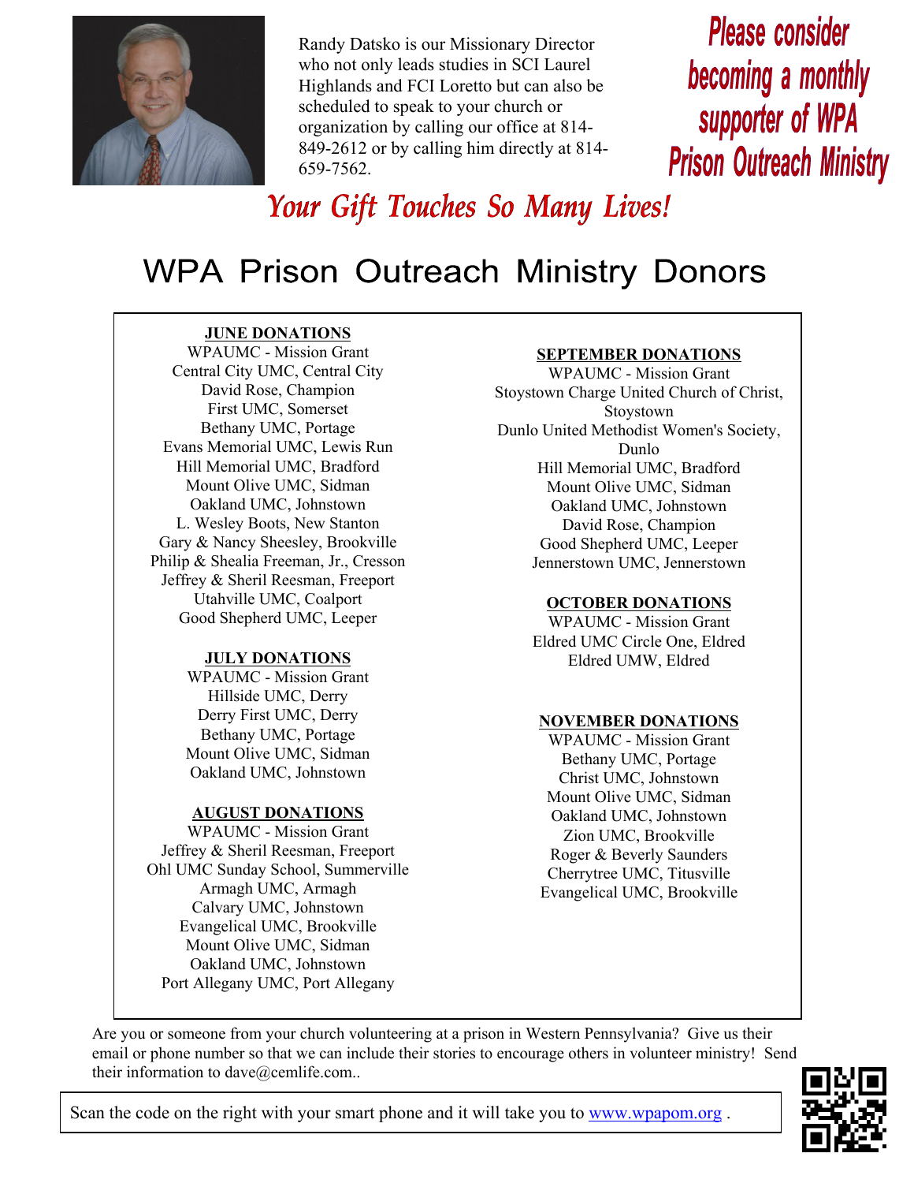Randy Datsko is our Missionary Director who not only leads studies in SCI Laurel Highlands and FCI Loretto but can also be scheduled to speak to your church or organization by calling our office at 814-849-2612 or by calling him directly at 814-659-7562.

**Please consider becoming a monthly supporter of WPA Prison Outreach Ministry**

***Your Gift Touches So Many Lives!***

# WPA Prison Outreach Ministry Donors

**JUNE DONATIONS**

WPAUMC - Mission Grant
Central City UMC, Central City
David Rose, Champion
First UMC, Somerset
Bethany UMC, Portage
Evans Memorial UMC, Lewis Run
Hill Memorial UMC, Bradford
Mount Olive UMC, Sidman
Oakland UMC, Johnstown
L. Wesley Boots, New Stanton
Gary & Nancy Sheesley, Brookville
Philip & Shealia Freeman, Jr., Cresson
Jeffrey & Sheril Reesman, Freeport
Utahville UMC, Coalport
Good Shepherd UMC, Leeper

**JULY DONATIONS**

WPAUMC - Mission Grant
Hillside UMC, Derry
Derry First UMC, Derry
Bethany UMC, Portage
Mount Olive UMC, Sidman
Oakland UMC, Johnstown

**AUGUST DONATIONS**

WPAUMC - Mission Grant
Jeffrey & Sheril Reesman, Freeport
Ohl UMC Sunday School, Summerville
Armagh UMC, Armagh
Calvary UMC, Johnstown
Evangelical UMC, Brookville
Mount Olive UMC, Sidman
Oakland UMC, Johnstown
Port Allegany UMC, Port Allegany

**SEPTEMBER DONATIONS**

WPAUMC - Mission Grant
Stoystown Charge United Church of Christ, Stoystown
Dunlo United Methodist Women's Society, Dunlo
Hill Memorial UMC, Bradford
Mount Olive UMC, Sidman
Oakland UMC, Johnstown
David Rose, Champion
Good Shepherd UMC, Leeper
Jennerstown UMC, Jennerstown

**OCTOBER DONATIONS**

WPAUMC - Mission Grant
Eldred UMC Circle One, Eldred
Eldred UMW, Eldred

**NOVEMBER DONATIONS**

WPAUMC - Mission Grant
Bethany UMC, Portage
Christ UMC, Johnstown
Mount Olive UMC, Sidman
Oakland UMC, Johnstown
Zion UMC, Brookville
Roger & Beverly Saunders
Cherrytree UMC, Titusville
Evangelical UMC, Brookville

Are you or someone from your church volunteering at a prison in Western Pennsylvania? Give us their email or phone number so that we can include their stories to encourage others in volunteer ministry! Send their information to dave@cemlife.com..

Scan the code on the right with your smart phone and it will take you to www.wpapom.org .